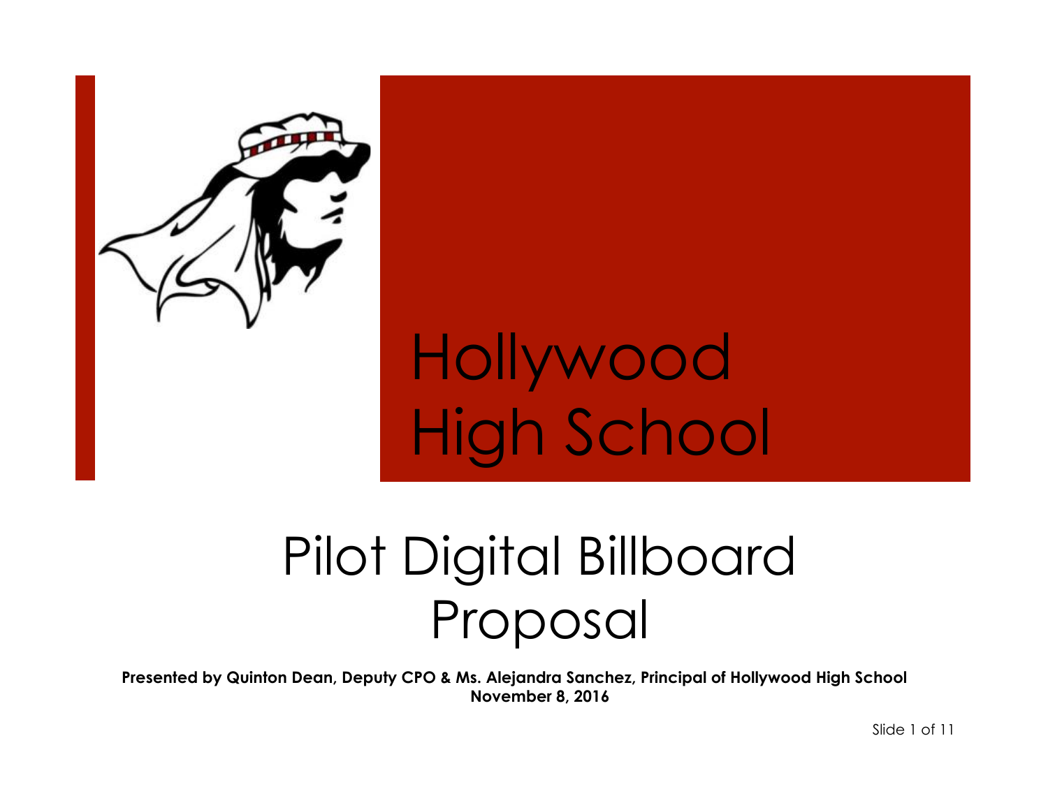# Hollywood High School

# Pilot Digital Billboard Proposal

**Presented by Quinton Dean, Deputy CPO & Ms. Alejandra Sanchez, Principal of Hollywood High School**
**November 8, 2016**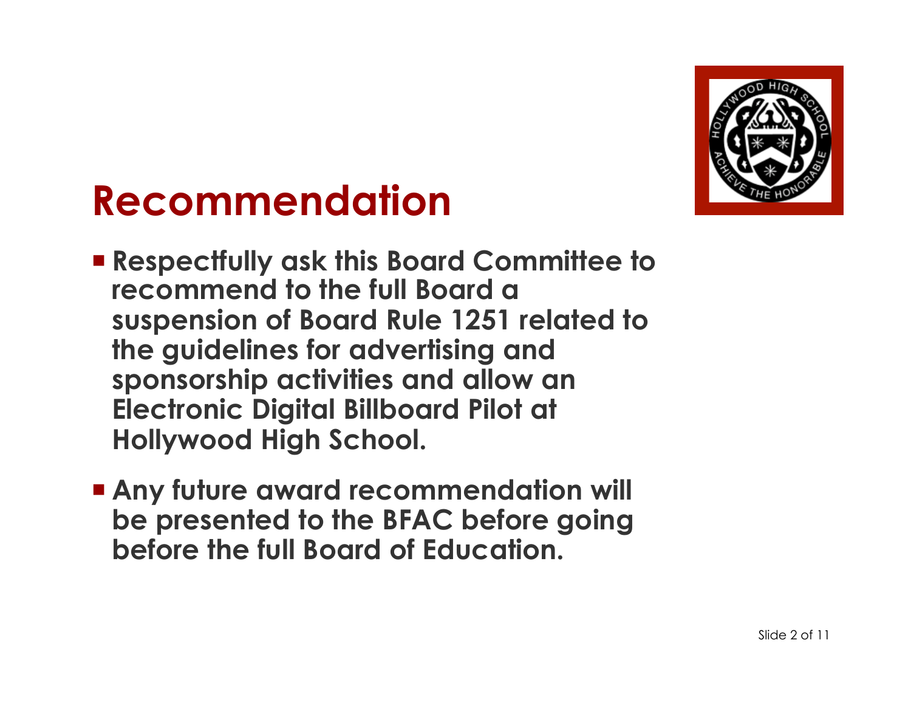# Recommendation

- **Respectfully ask this Board Committee to recommend to the full Board a suspension of Board Rule 1251 related to the guidelines for advertising and sponsorship activities and allow an Electronic Digital Billboard Pilot at Hollywood High School.**
- **Any future award recommendation will be presented to the BFAC before going before the full Board of Education.**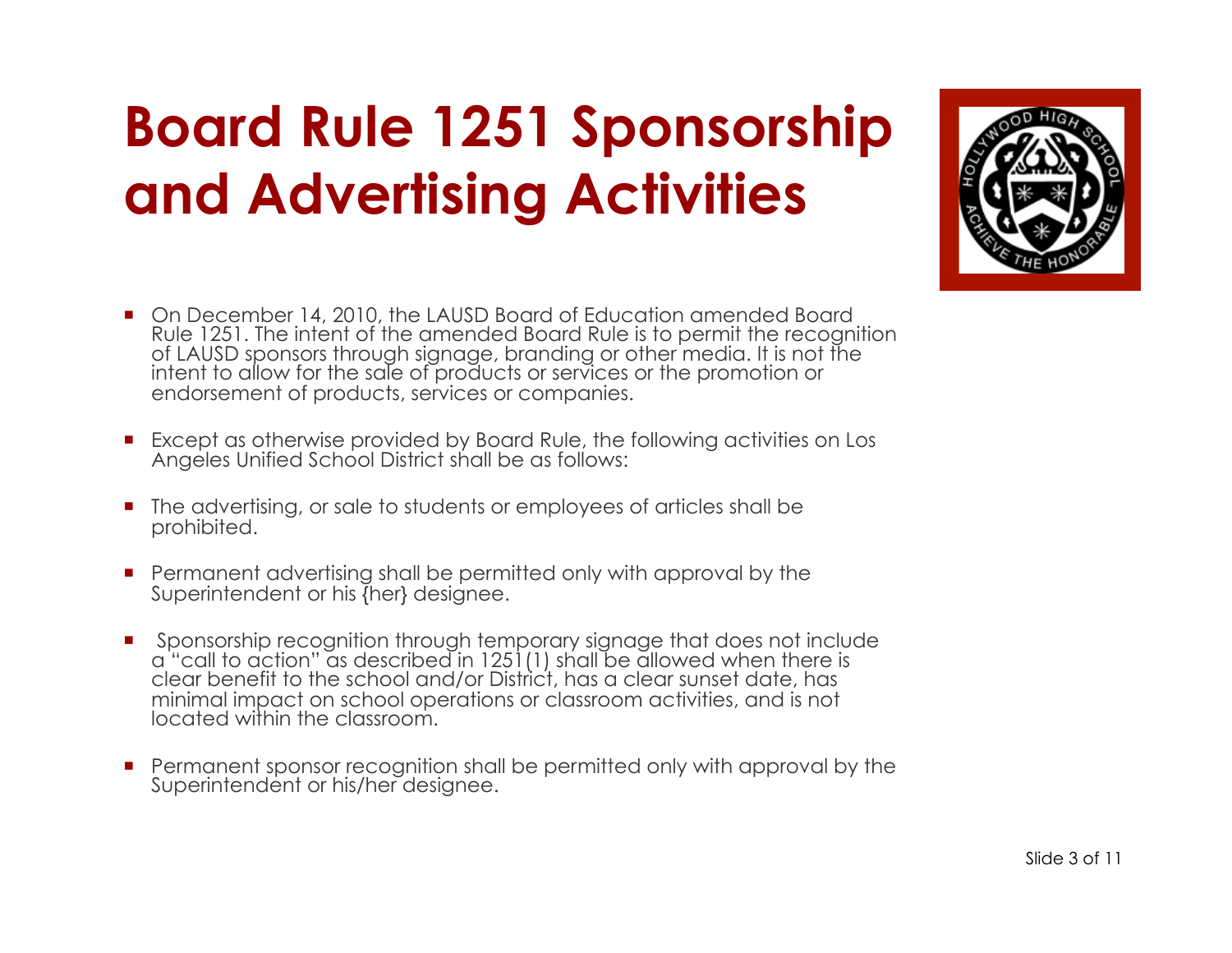# Board Rule 1251 Sponsorship and Advertising Activities

- On December 14, 2010, the LAUSD Board of Education amended Board Rule 1251. The intent of the amended Board Rule is to permit the recognition of LAUSD sponsors through signage, branding or other media. It is not the intent to allow for the sale of products or services or the promotion or endorsement of products, services or companies.
- Except as otherwise provided by Board Rule, the following activities on Los Angeles Unified School District shall be as follows:
- The advertising, or sale to students or employees of articles shall be prohibited.
- Permanent advertising shall be permitted only with approval by the Superintendent or his {her} designee.
- Sponsorship recognition through temporary signage that does not include a "call to action" as described in 1251(1) shall be allowed when there is clear benefit to the school and/or District, has a clear sunset date, has minimal impact on school operations or classroom activities, and is not located within the classroom.
- Permanent sponsor recognition shall be permitted only with approval by the Superintendent or his/her designee.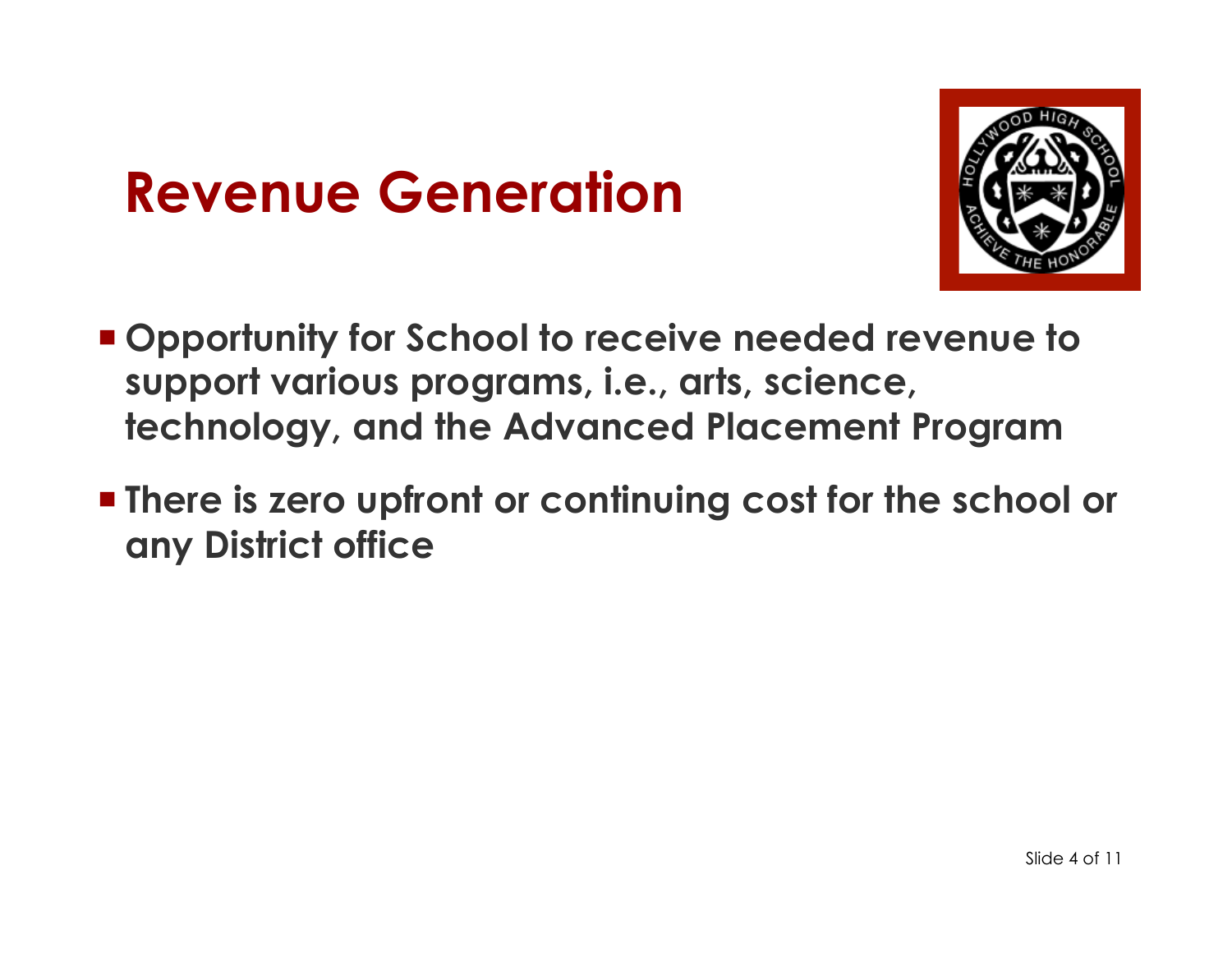# Revenue Generation

- **Opportunity for School to receive needed revenue to support various programs, i.e., arts, science, technology, and the Advanced Placement Program**
- **There is zero upfront or continuing cost for the school or any District office**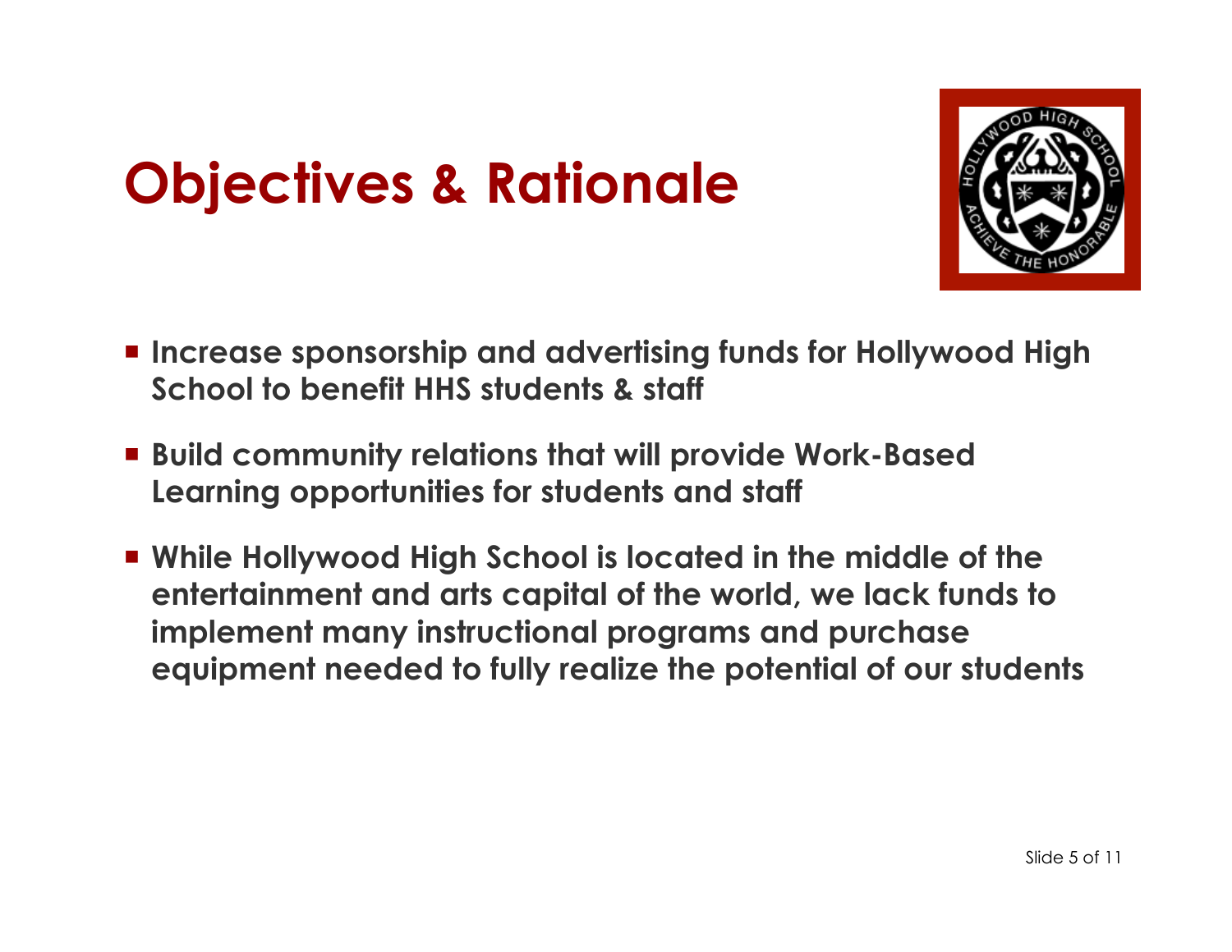# Objectives & Rationale

- **Increase sponsorship and advertising funds for Hollywood High School to benefit HHS students & staff**
- **Build community relations that will provide Work-Based Learning opportunities for students and staff**
- **While Hollywood High School is located in the middle of the entertainment and arts capital of the world, we lack funds to implement many instructional programs and purchase equipment needed to fully realize the potential of our students**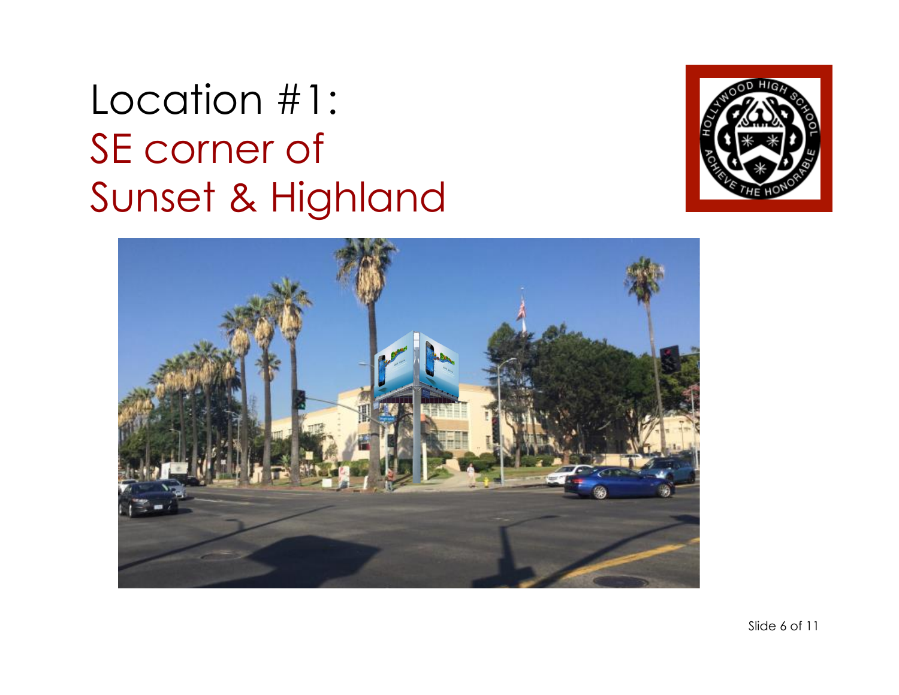# Location #1: SE corner of Sunset & Highland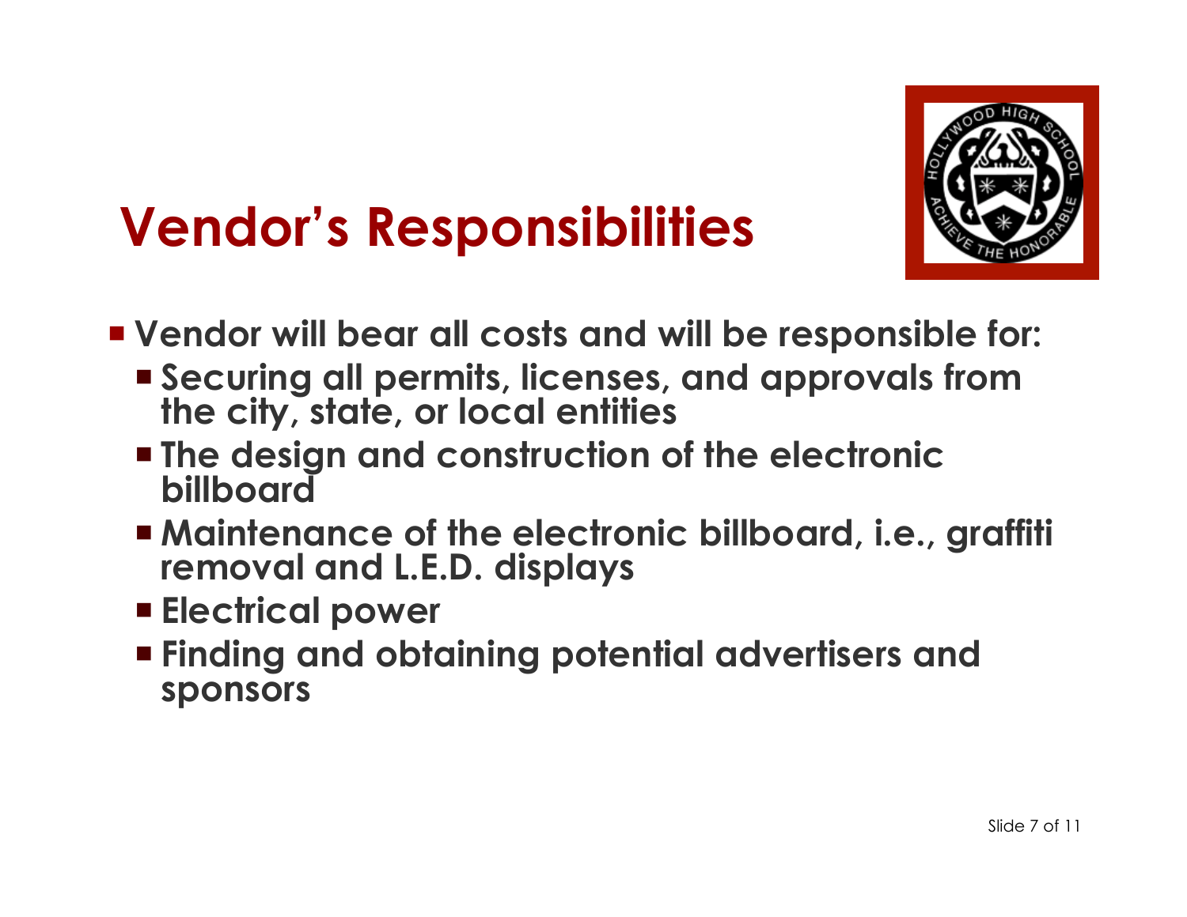# Vendor's Responsibilities

- Vendor will bear all costs and will be responsible for:
  - Securing all permits, licenses, and approvals from the city, state, or local entities
  - The design and construction of the electronic billboard
  - Maintenance of the electronic billboard, i.e., graffiti removal and L.E.D. displays
  - Electrical power
  - Finding and obtaining potential advertisers and sponsors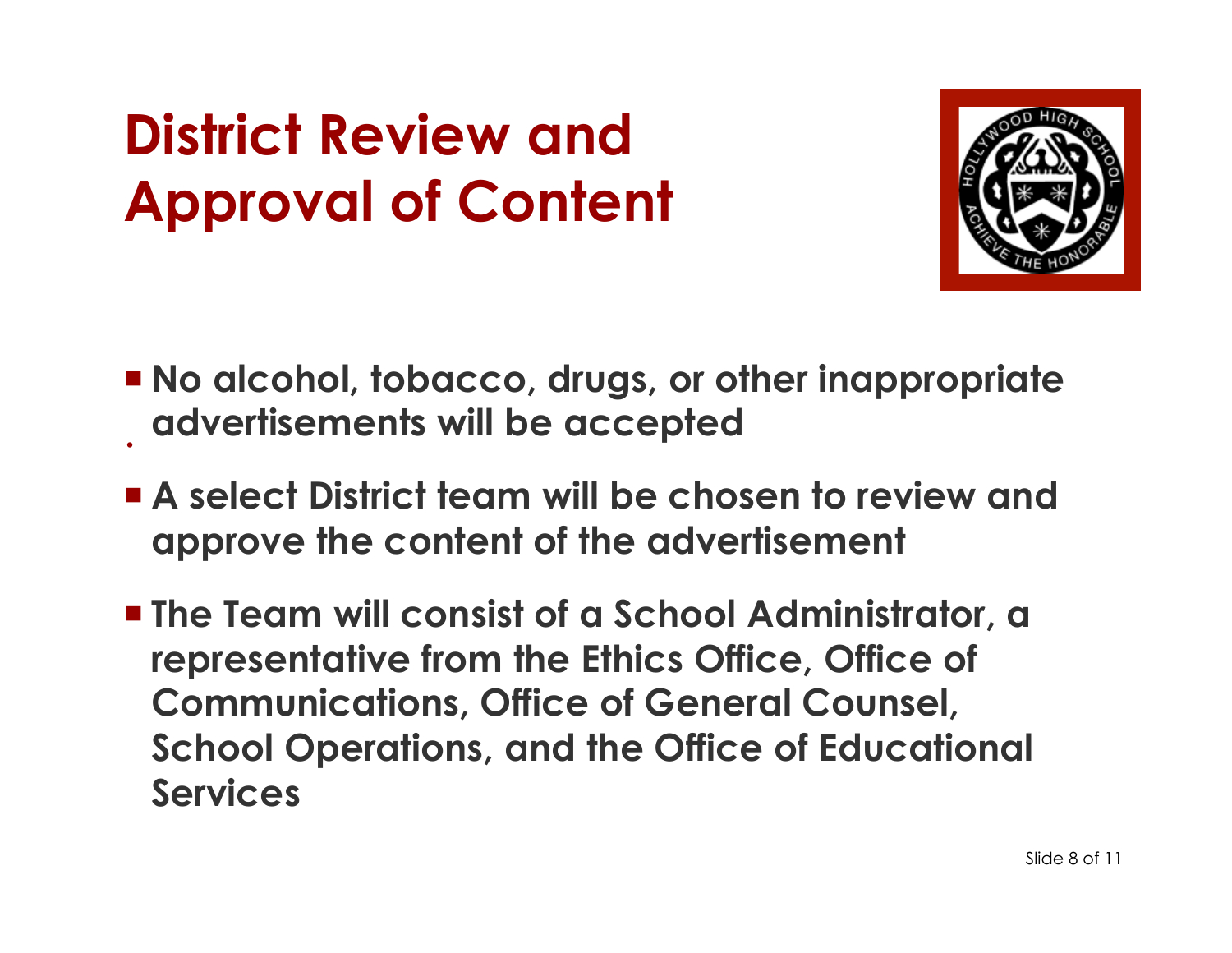# District Review and Approval of Content

- No alcohol, tobacco, drugs, or other inappropriate advertisements will be accepted
- A select District team will be chosen to review and approve the content of the advertisement
- The Team will consist of a School Administrator, a representative from the Ethics Office, Office of Communications, Office of General Counsel, School Operations, and the Office of Educational Services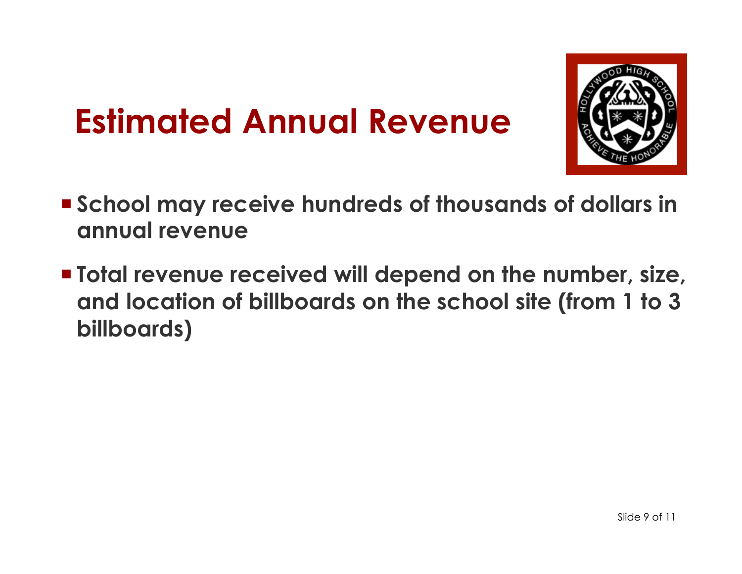# Estimated Annual Revenue

- School may receive hundreds of thousands of dollars in annual revenue
- Total revenue received will depend on the number, size, and location of billboards on the school site (from 1 to 3 billboards)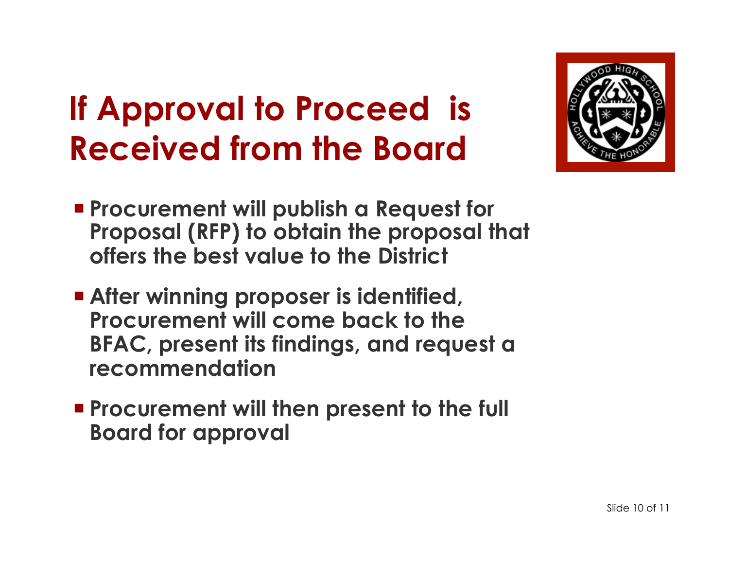# If Approval to Proceed is Received from the Board

- **Procurement will publish a Request for Proposal (RFP) to obtain the proposal that offers the best value to the District**
- **After winning proposer is identified, Procurement will come back to the BFAC, present its findings, and request a recommendation**
- **Procurement will then present to the full Board for approval**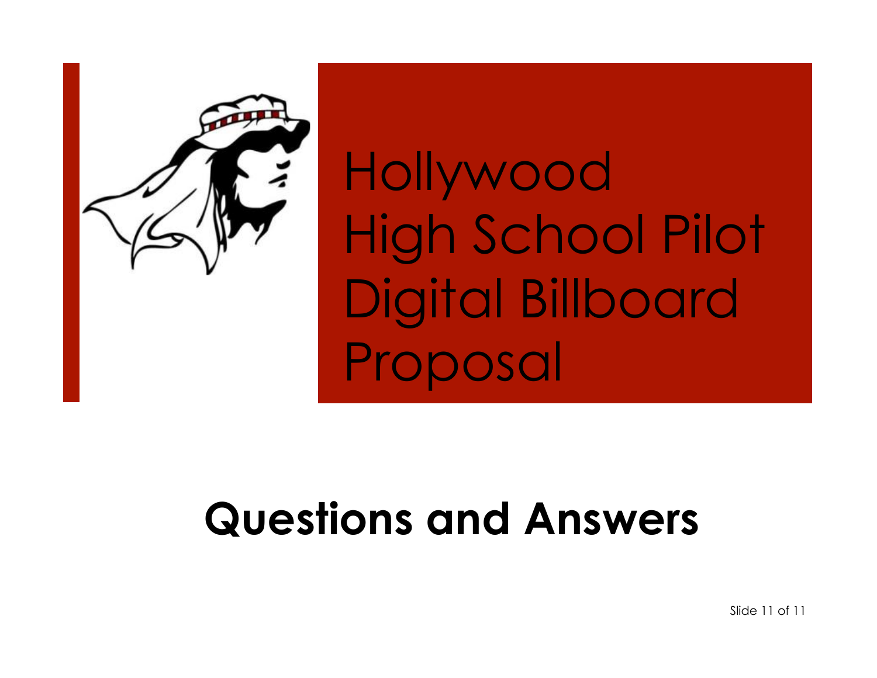# Hollywood High School Pilot Digital Billboard Proposal

## Questions and Answers